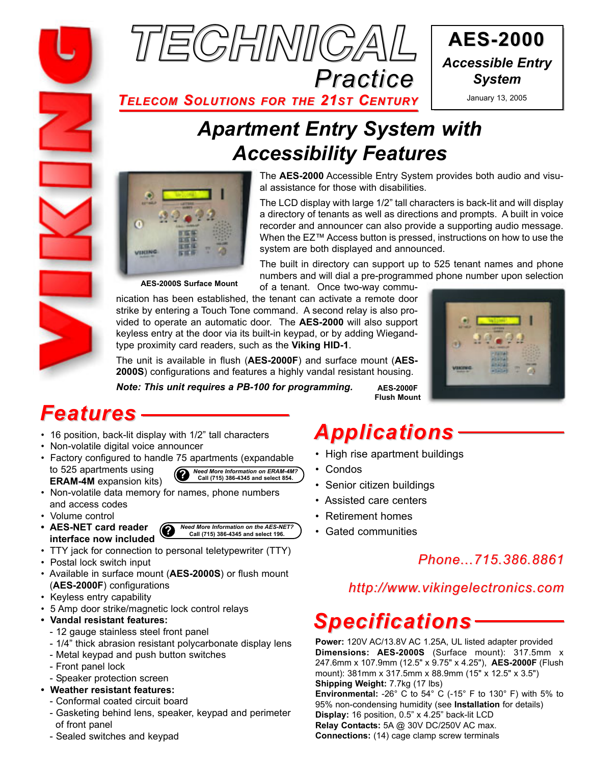# TECHNICAL Practice

**TELECOM SOLUTIONS FOR THE 21ST CENTURY**

**AES-2000**

***Accessible Entry System***

January 13, 2005

# *Apartment Entry System with Accessibility Features*

The **AES-2000** Accessible Entry System provides both audio and visual assistance for those with disabilities.

The LCD display with large 1/2" tall characters is back-lit and will display a directory of tenants as well as directions and prompts. A built in voice recorder and announcer can also provide a supporting audio message. When the EZ™ Access button is pressed, instructions on how to use the system are both displayed and announced.

The built in directory can support up to 525 tenant names and phone numbers and will dial a pre-programmed phone number upon selection of a tenant. Once two-way communication has been established, the tenant can activate a remote door strike by entering a Touch Tone command. A second relay is also provided to operate an automatic door. The **AES-2000** will also support keyless entry at the door via its built-in keypad, or by adding Wiegand-type proximity card readers, such as the **Viking HID-1**.

The unit is available in flush (**AES-2000F**) and surface mount (**AES-2000S**) configurations and features a highly vandal resistant housing.

***Note: This unit requires a PB-100 for programming.***

**AES-2000S Surface Mount**

**AES-2000F Flush Mount**

## *Features*

- 16 position, back-lit display with 1/2" tall characters
- Non-volatile digital voice announcer
- Factory configured to handle 75 apartments (expandable to 525 apartments using **ERAM-4M** expansion kits)
- Non-volatile data memory for names, phone numbers and access codes
- Volume control
- **AES-NET card reader interface now included**
- TTY jack for connection to personal teletypewriter (TTY)
- Postal lock switch input
- Available in surface mount (**AES-2000S**) or flush mount (**AES-2000F**) configurations
- Keyless entry capability
- 5 Amp door strike/magnetic lock control relays
- **Vandal resistant features:**
  - 12 gauge stainless steel front panel
  - 1/4" thick abrasion resistant polycarbonate display lens
  - Metal keypad and push button switches
  - Front panel lock
  - Speaker protection screen
- **Weather resistant features:**
  - Conformal coated circuit board
  - Gasketing behind lens, speaker, keypad and perimeter of front panel
  - Sealed switches and keypad

***Need More Information on ERAM-4M? Call (715) 386-4345 and select 854.***

***Need More Information on the AES-NET? Call (715) 386-4345 and select 196.***

## *Applications*

- High rise apartment buildings
- Condos
- Senior citizen buildings
- Assisted care centers
- Retirement homes
- Gated communities

*Phone...715.386.8861*

*http://www.vikingelectronics.com*

## *Specifications*

**Power:** 120V AC/13.8V AC 1.25A, UL listed adapter provided
**Dimensions: AES-2000S** (Surface mount): 317.5mm x 247.6mm x 107.9mm (12.5" x 9.75" x 4.25"), **AES-2000F** (Flush mount): 381mm x 317.5mm x 88.9mm (15" x 12.5" x 3.5")
**Shipping Weight:** 7.7kg (17 lbs)
**Environmental:** -26° C to 54° C (-15° F to 130° F) with 5% to 95% non-condensing humidity (see **Installation** for details)
**Display:** 16 position, 0.5" x 4.25" back-lit LCD
**Relay Contacts:** 5A @ 30V DC/250V AC max.
**Connections:** (14) cage clamp screw terminals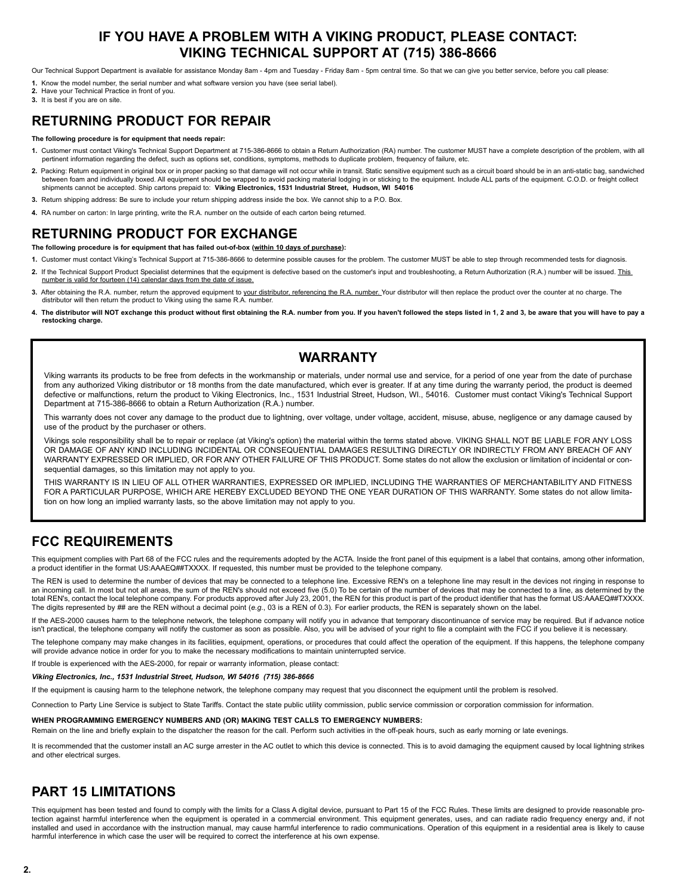# IF YOU HAVE A PROBLEM WITH A VIKING PRODUCT, PLEASE CONTACT: VIKING TECHNICAL SUPPORT AT (715) 386-8666

Our Technical Support Department is available for assistance Monday 8am - 4pm and Tuesday - Friday 8am - 5pm central time. So that we can give you better service, before you call please:

1. Know the model number, the serial number and what software version you have (see serial label).
2. Have your Technical Practice in front of you.
3. It is best if you are on site.

## RETURNING PRODUCT FOR REPAIR

**The following procedure is for equipment that needs repair:**

1. Customer must contact Viking's Technical Support Department at 715-386-8666 to obtain a Return Authorization (RA) number. The customer MUST have a complete description of the problem, with all pertinent information regarding the defect, such as options set, conditions, symptoms, methods to duplicate problem, frequency of failure, etc.
2. Packing: Return equipment in original box or in proper packing so that damage will not occur while in transit. Static sensitive equipment such as a circuit board should be in an anti-static bag, sandwiched between foam and individually boxed. All equipment should be wrapped to avoid packing material lodging in or sticking to the equipment. Include ALL parts of the equipment. C.O.D. or freight collect shipments cannot be accepted. Ship cartons prepaid to: **Viking Electronics, 1531 Industrial Street, Hudson, WI 54016**
3. Return shipping address: Be sure to include your return shipping address inside the box. We cannot ship to a P.O. Box.
4. RA number on carton: In large printing, write the R.A. number on the outside of each carton being returned.

## RETURNING PRODUCT FOR EXCHANGE

**The following procedure is for equipment that has failed out-of-box (within 10 days of purchase):**

1. Customer must contact Viking's Technical Support at 715-386-8666 to determine possible causes for the problem. The customer MUST be able to step through recommended tests for diagnosis.
2. If the Technical Support Product Specialist determines that the equipment is defective based on the customer's input and troubleshooting, a Return Authorization (R.A.) number will be issued. This number is valid for fourteen (14) calendar days from the date of issue.
3. After obtaining the R.A. number, return the approved equipment to your distributor, referencing the R.A. number. Your distributor will then replace the product over the counter at no charge. The distributor will then return the product to Viking using the same R.A. number.
4. **The distributor will NOT exchange this product without first obtaining the R.A. number from you. If you haven't followed the steps listed in 1, 2 and 3, be aware that you will have to pay a restocking charge.**

## WARRANTY

Viking warrants its products to be free from defects in the workmanship or materials, under normal use and service, for a period of one year from the date of purchase from any authorized Viking distributor or 18 months from the date manufactured, which ever is greater. If at any time during the warranty period, the product is deemed defective or malfunctions, return the product to Viking Electronics, Inc., 1531 Industrial Street, Hudson, WI., 54016. Customer must contact Viking's Technical Support Department at 715-386-8666 to obtain a Return Authorization (R.A.) number.

This warranty does not cover any damage to the product due to lightning, over voltage, under voltage, accident, misuse, abuse, negligence or any damage caused by use of the product by the purchaser or others.

Vikings sole responsibility shall be to repair or replace (at Viking's option) the material within the terms stated above. VIKING SHALL NOT BE LIABLE FOR ANY LOSS OR DAMAGE OF ANY KIND INCLUDING INCIDENTAL OR CONSEQUENTIAL DAMAGES RESULTING DIRECTLY OR INDIRECTLY FROM ANY BREACH OF ANY WARRANTY EXPRESSED OR IMPLIED, OR FOR ANY OTHER FAILURE OF THIS PRODUCT. Some states do not allow the exclusion or limitation of incidental or consequential damages, so this limitation may not apply to you.

THIS WARRANTY IS IN LIEU OF ALL OTHER WARRANTIES, EXPRESSED OR IMPLIED, INCLUDING THE WARRANTIES OF MERCHANTABILITY AND FITNESS FOR A PARTICULAR PURPOSE, WHICH ARE HEREBY EXCLUDED BEYOND THE ONE YEAR DURATION OF THIS WARRANTY. Some states do not allow limitation on how long an implied warranty lasts, so the above limitation may not apply to you.

## FCC REQUIREMENTS

This equipment complies with Part 68 of the FCC rules and the requirements adopted by the ACTA. Inside the front panel of this equipment is a label that contains, among other information, a product identifier in the format US:AAAEQ##TXXXX. If requested, this number must be provided to the telephone company.

The REN is used to determine the number of devices that may be connected to a telephone line. Excessive REN's on a telephone line may result in the devices not ringing in response to an incoming call. In most but not all areas, the sum of the REN's should not exceed five (5.0) To be certain of the number of devices that may be connected to a line, as determined by the total REN's, contact the local telephone company. For products approved after July 23, 2001, the REN for this product is part of the product identifier that has the format US:AAAEQ##TXXXX. The digits represented by ## are the REN without a decimal point (*e.g.*, 03 is a REN of 0.3). For earlier products, the REN is separately shown on the label.

If the AES-2000 causes harm to the telephone network, the telephone company will notify you in advance that temporary discontinuance of service may be required. But if advance notice isn't practical, the telephone company will notify the customer as soon as possible. Also, you will be advised of your right to file a complaint with the FCC if you believe it is necessary.

The telephone company may make changes in its facilities, equipment, operations, or procedures that could affect the operation of the equipment. If this happens, the telephone company will provide advance notice in order for you to make the necessary modifications to maintain uninterrupted service.

If trouble is experienced with the AES-2000, for repair or warranty information, please contact:

***Viking Electronics, Inc., 1531 Industrial Street, Hudson, WI 54016 (715) 386-8666***

If the equipment is causing harm to the telephone network, the telephone company may request that you disconnect the equipment until the problem is resolved.

Connection to Party Line Service is subject to State Tariffs. Contact the state public utility commission, public service commission or corporation commission for information.

**WHEN PROGRAMMING EMERGENCY NUMBERS AND (OR) MAKING TEST CALLS TO EMERGENCY NUMBERS:**

Remain on the line and briefly explain to the dispatcher the reason for the call. Perform such activities in the off-peak hours, such as early morning or late evenings.

It is recommended that the customer install an AC surge arrester in the AC outlet to which this device is connected. This is to avoid damaging the equipment caused by local lightning strikes and other electrical surges.

## PART 15 LIMITATIONS

This equipment has been tested and found to comply with the limits for a Class A digital device, pursuant to Part 15 of the FCC Rules. These limits are designed to provide reasonable protection against harmful interference when the equipment is operated in a commercial environment. This equipment generates, uses, and can radiate radio frequency energy and, if not installed and used in accordance with the instruction manual, may cause harmful interference to radio communications. Operation of this equipment in a residential area is likely to cause harmful interference in which case the user will be required to correct the interference at his own expense.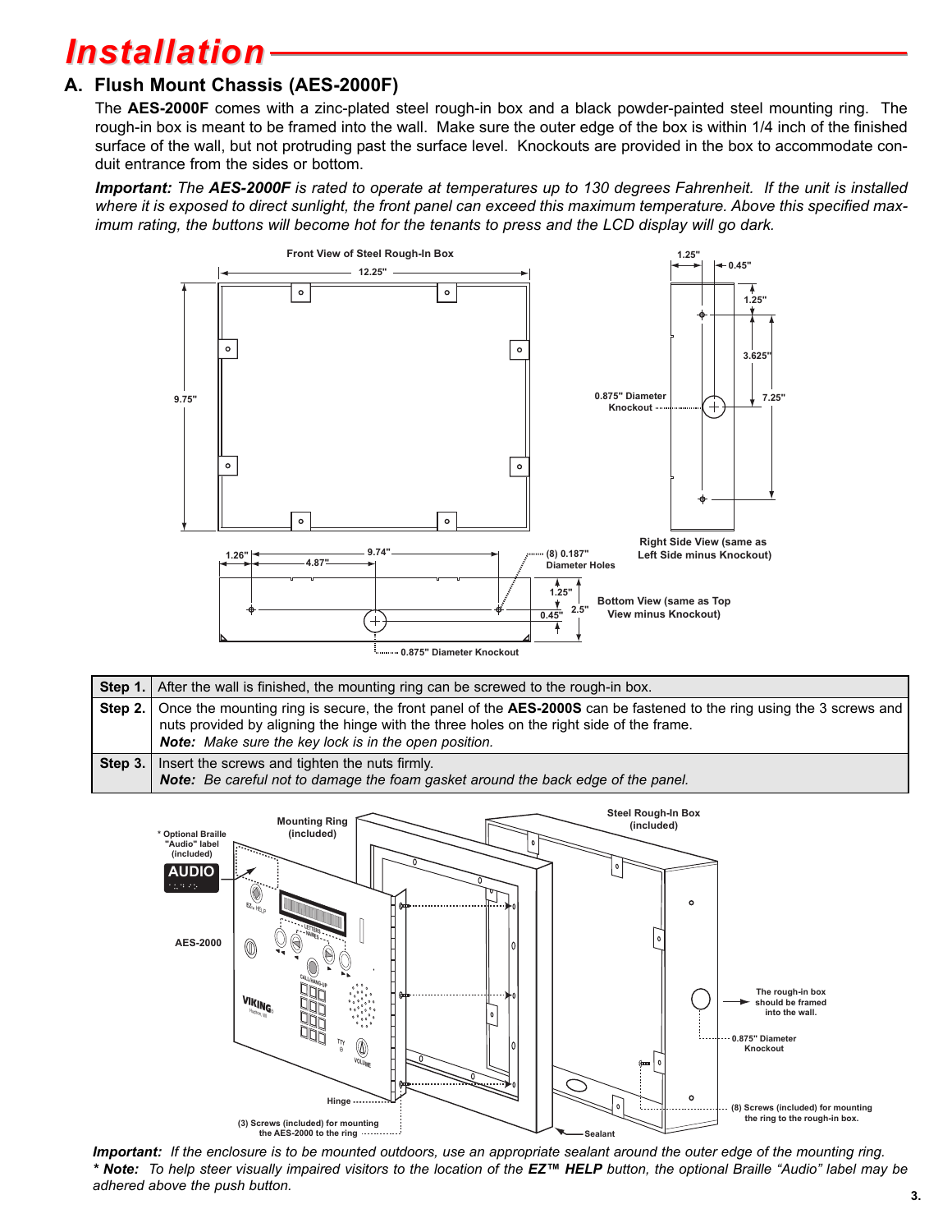# Installation

## A. Flush Mount Chassis (AES-2000F)

The **AES-2000F** comes with a zinc-plated steel rough-in box and a black powder-painted steel mounting ring. The rough-in box is meant to be framed into the wall. Make sure the outer edge of the box is within 1/4 inch of the finished surface of the wall, but not protruding past the surface level. Knockouts are provided in the box to accommodate conduit entrance from the sides or bottom.

***Important:*** *The* ***AES-2000F*** *is rated to operate at temperatures up to 130 degrees Fahrenheit. If the unit is installed where it is exposed to direct sunlight, the front panel can exceed this maximum temperature. Above this specified maximum rating, the buttons will become hot for the tenants to press and the LCD display will go dark.*

Front View of Steel Rough-In Box

12.25"

9.75"

1.25" 0.45" 1.25" 3.625" 7.25"

0.875" Diameter Knockout

Right Side View (same as Left Side minus Knockout)

1.26" 4.87" 9.74"

(8) 0.187" Diameter Holes

1.25" 0.45" 2.5"

Bottom View (same as Top View minus Knockout)

0.875" Diameter Knockout

| | |
|---|---|
| **Step 1.** | After the wall is finished, the mounting ring can be screwed to the rough-in box. |
| **Step 2.** | Once the mounting ring is secure, the front panel of the **AES-2000S** can be fastened to the ring using the 3 screws and nuts provided by aligning the hinge with the three holes on the right side of the frame. ***Note:*** *Make sure the key lock is in the open position.* |
| **Step 3.** | Insert the screws and tighten the nuts firmly. ***Note:*** *Be careful not to damage the foam gasket around the back edge of the panel.* |

\* Optional Braille "Audio" label (included)

Mounting Ring (included)

Steel Rough-In Box (included)

AES-2000

The rough-in box should be framed into the wall.

0.875" Diameter Knockout

Hinge

(3) Screws (included) for mounting the AES-2000 to the ring

Sealant

(8) Screws (included) for mounting the ring to the rough-in box.

***Important:*** *If the enclosure is to be mounted outdoors, use an appropriate sealant around the outer edge of the mounting ring.*

***\* Note:*** *To help steer visually impaired visitors to the location of the* ***EZ™ HELP*** *button, the optional Braille "Audio" label may be adhered above the push button.*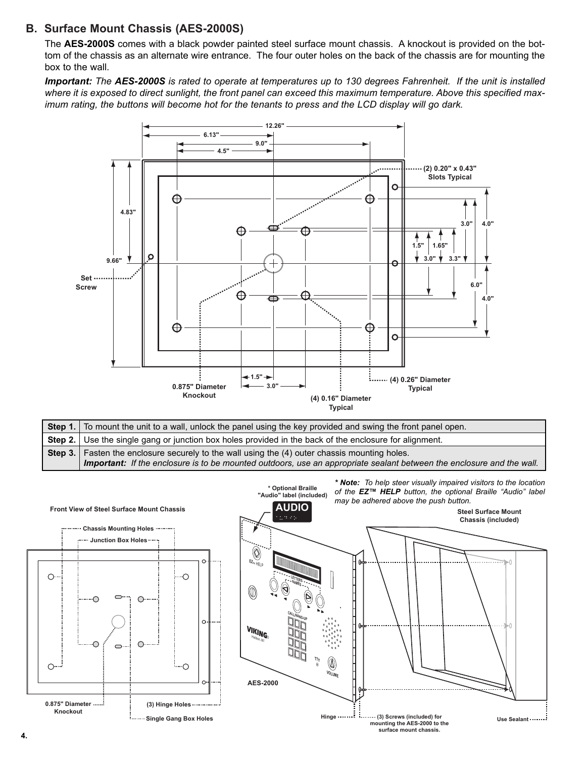## B. Surface Mount Chassis (AES-2000S)

The **AES-2000S** comes with a black powder painted steel surface mount chassis. A knockout is provided on the bottom of the chassis as an alternate wire entrance. The four outer holes on the back of the chassis are for mounting the box to the wall.

***Important:*** *The* ***AES-2000S*** *is rated to operate at temperatures up to 130 degrees Fahrenheit. If the unit is installed where it is exposed to direct sunlight, the front panel can exceed this maximum temperature. Above this specified maximum rating, the buttons will become hot for the tenants to press and the LCD display will go dark.*

| | |
|---|---|
| **Step 1.** | To mount the unit to a wall, unlock the panel using the key provided and swing the front panel open. |
| **Step 2.** | Use the single gang or junction box holes provided in the back of the enclosure for alignment. |
| **Step 3.** | Fasten the enclosure securely to the wall using the (4) outer chassis mounting holes. ***Important:*** *If the enclosure is to be mounted outdoors, use an appropriate sealant between the enclosure and the wall.* |

*** Note:** *To help steer visually impaired visitors to the location of the* ***EZ™ HELP*** *button, the optional Braille "Audio" label may be adhered above the push button.*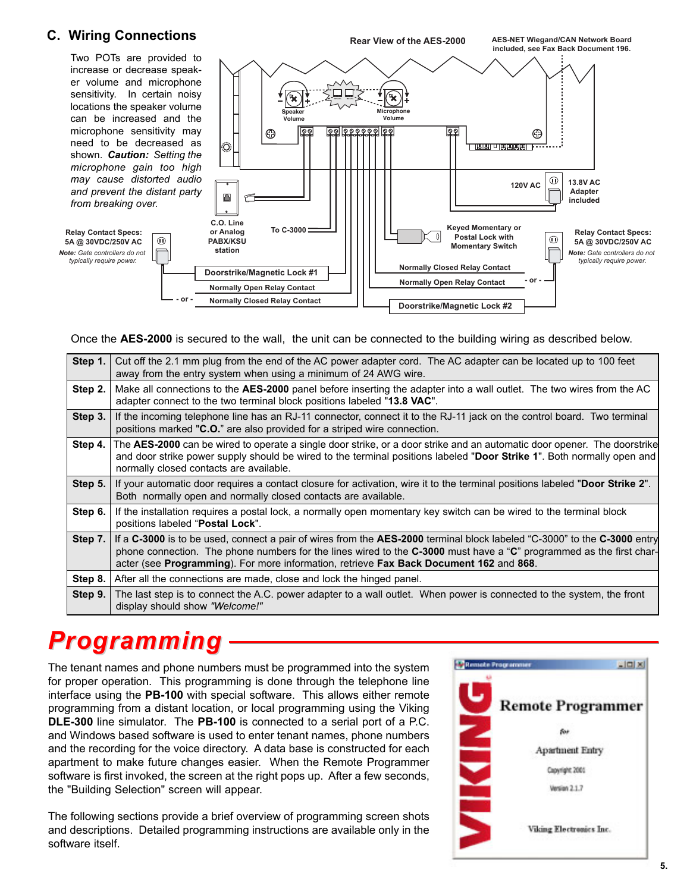## C. Wiring Connections

Two POTs are provided to increase or decrease speaker volume and microphone sensitivity. In certain noisy locations the speaker volume can be increased and the microphone sensitivity may need to be decreased as shown. ***Caution:*** *Setting the microphone gain too high may cause distorted audio and prevent the distant party from breaking over.*

Rear View of the AES-2000

AES-NET Wiegand/CAN Network Board included, see Fax Back Document 196.

Speaker Volume

Microphone Volume

120V AC

13.8V AC Adapter included

Relay Contact Specs: 5A @ 30VDC/250V AC

**Note:** *Gate controllers do not typically require power.*

C.O. Line or Analog PABX/KSU station

To C-3000

Keyed Momentary or Postal Lock with Momentary Switch

Relay Contact Specs: 5A @ 30VDC/250V AC

**Note:** *Gate controllers do not typically require power.*

Doorstrike/Magnetic Lock #1

Normally Open Relay Contact

- or -

Normally Closed Relay Contact

Normally Closed Relay Contact

Normally Open Relay Contact

- or -

Doorstrike/Magnetic Lock #2

Once the **AES-2000** is secured to the wall, the unit can be connected to the building wiring as described below.

| | |
|---|---|
| **Step 1.** | Cut off the 2.1 mm plug from the end of the AC power adapter cord. The AC adapter can be located up to 100 feet away from the entry system when using a minimum of 24 AWG wire. |
| **Step 2.** | Make all connections to the **AES-2000** panel before inserting the adapter into a wall outlet. The two wires from the AC adapter connect to the two terminal block positions labeled "**13.8 VAC**". |
| **Step 3.** | If the incoming telephone line has an RJ-11 connector, connect it to the RJ-11 jack on the control board. Two terminal positions marked "**C.O.**" are also provided for a striped wire connection. |
| **Step 4.** | The **AES-2000** can be wired to operate a single door strike, or a door strike and an automatic door opener. The doorstrike and door strike power supply should be wired to the terminal positions labeled "**Door Strike 1**". Both normally open and normally closed contacts are available. |
| **Step 5.** | If your automatic door requires a contact closure for activation, wire it to the terminal positions labeled "**Door Strike 2**". Both normally open and normally closed contacts are available. |
| **Step 6.** | If the installation requires a postal lock, a normally open momentary key switch can be wired to the terminal block positions labeled "**Postal Lock**". |
| **Step 7.** | If a **C-3000** is to be used, connect a pair of wires from the **AES-2000** terminal block labeled "C-3000" to the **C-3000** entry phone connection. The phone numbers for the lines wired to the **C-3000** must have a "**C**" programmed as the first character (see **Programming**). For more information, retrieve **Fax Back Document 162** and **868**. |
| **Step 8.** | After all the connections are made, close and lock the hinged panel. |
| **Step 9.** | The last step is to connect the A.C. power adapter to a wall outlet. When power is connected to the system, the front display should show *"Welcome!"* |

# Programming

The tenant names and phone numbers must be programmed into the system for proper operation. This programming is done through the telephone line interface using the **PB-100** with special software. This allows either remote programming from a distant location, or local programming using the Viking **DLE-300** line simulator. The **PB-100** is connected to a serial port of a P.C. and Windows based software is used to enter tenant names, phone numbers and the recording for the voice directory. A data base is constructed for each apartment to make future changes easier. When the Remote Programmer software is first invoked, the screen at the right pops up. After a few seconds, the "Building Selection" screen will appear.

The following sections provide a brief overview of programming screen shots and descriptions. Detailed programming instructions are available only in the software itself.

Remote Programmer

VIKING

Remote Programmer for Apartment Entry

Copyright 2001

Version 2.1.7

Viking Electronics Inc.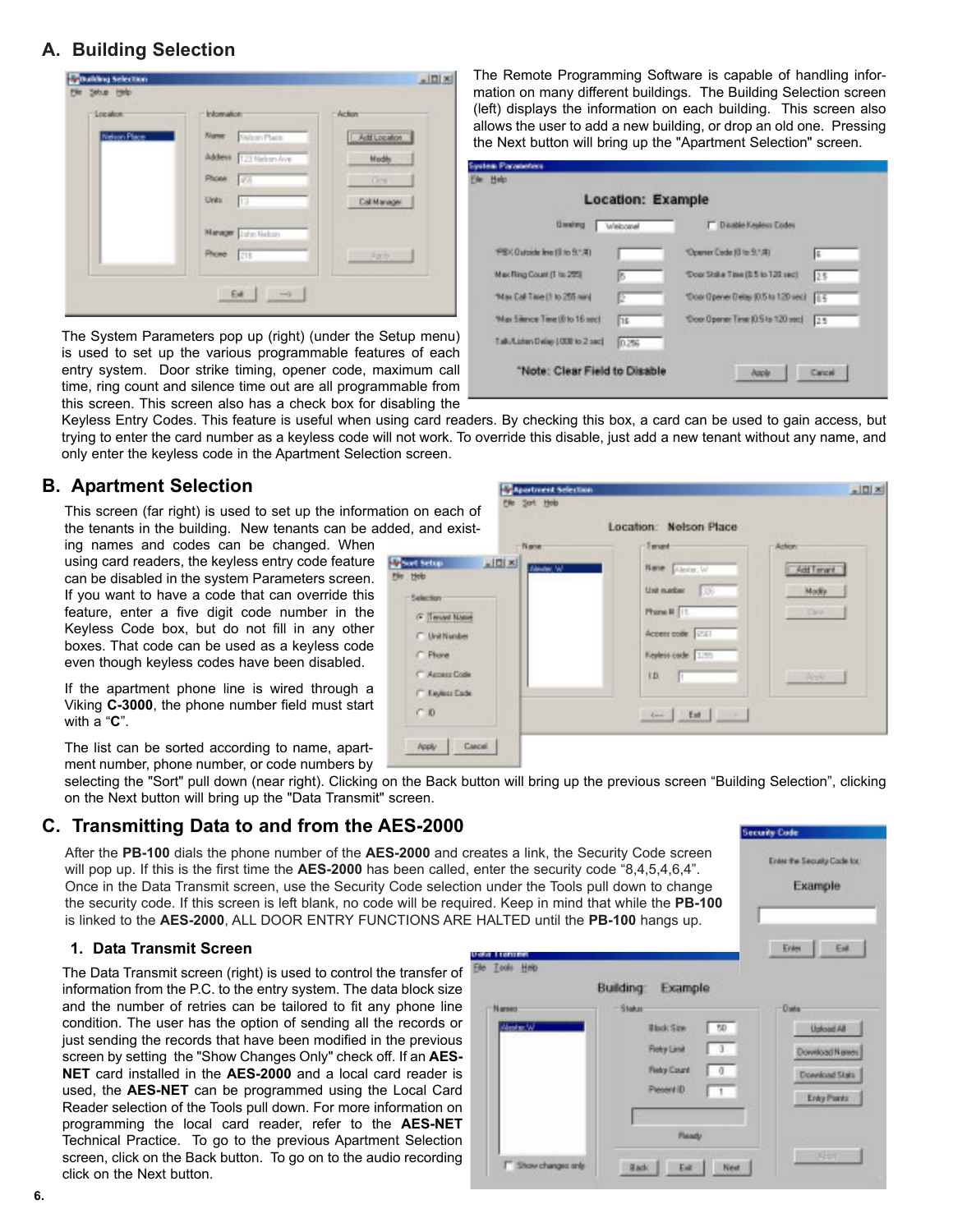## A. Building Selection

The Remote Programming Software is capable of handling information on many different buildings. The Building Selection screen (left) displays the information on each building. This screen also allows the user to add a new building, or drop an old one. Pressing the Next button will bring up the "Apartment Selection" screen.

The System Parameters pop up (right) (under the Setup menu) is used to set up the various programmable features of each entry system. Door strike timing, opener code, maximum call time, ring count and silence time out are all programmable from this screen. This screen also has a check box for disabling the Keyless Entry Codes. This feature is useful when using card readers. By checking this box, a card can be used to gain access, but trying to enter the card number as a keyless code will not work. To override this disable, just add a new tenant without any name, and only enter the keyless code in the Apartment Selection screen.

## B. Apartment Selection

This screen (far right) is used to set up the information on each of the tenants in the building. New tenants can be added, and existing names and codes can be changed. When using card readers, the keyless entry code feature can be disabled in the system Parameters screen. If you want to have a code that can override this feature, enter a five digit code number in the Keyless Code box, but do not fill in any other boxes. That code can be used as a keyless code even though keyless codes have been disabled.

If the apartment phone line is wired through a Viking **C-3000**, the phone number field must start with a "**C**".

The list can be sorted according to name, apartment number, phone number, or code numbers by selecting the "Sort" pull down (near right). Clicking on the Back button will bring up the previous screen "Building Selection", clicking on the Next button will bring up the "Data Transmit" screen.

## C. Transmitting Data to and from the AES-2000

After the **PB-100** dials the phone number of the **AES-2000** and creates a link, the Security Code screen will pop up. If this is the first time the **AES-2000** has been called, enter the security code "8,4,5,4,6,4". Once in the Data Transmit screen, use the Security Code selection under the Tools pull down to change the security code. If this screen is left blank, no code will be required. Keep in mind that while the **PB-100** is linked to the **AES-2000**, ALL DOOR ENTRY FUNCTIONS ARE HALTED until the **PB-100** hangs up.

### 1. Data Transmit Screen

The Data Transmit screen (right) is used to control the transfer of information from the P.C. to the entry system. The data block size and the number of retries can be tailored to fit any phone line condition. The user has the option of sending all the records or just sending the records that have been modified in the previous screen by setting the "Show Changes Only" check off. If an **AES-NET** card installed in the **AES-2000** and a local card reader is used, the **AES-NET** can be programmed using the Local Card Reader selection of the Tools pull down. For more information on programming the local card reader, refer to the **AES-NET** Technical Practice. To go to the previous Apartment Selection screen, click on the Back button. To go on to the audio recording click on the Next button.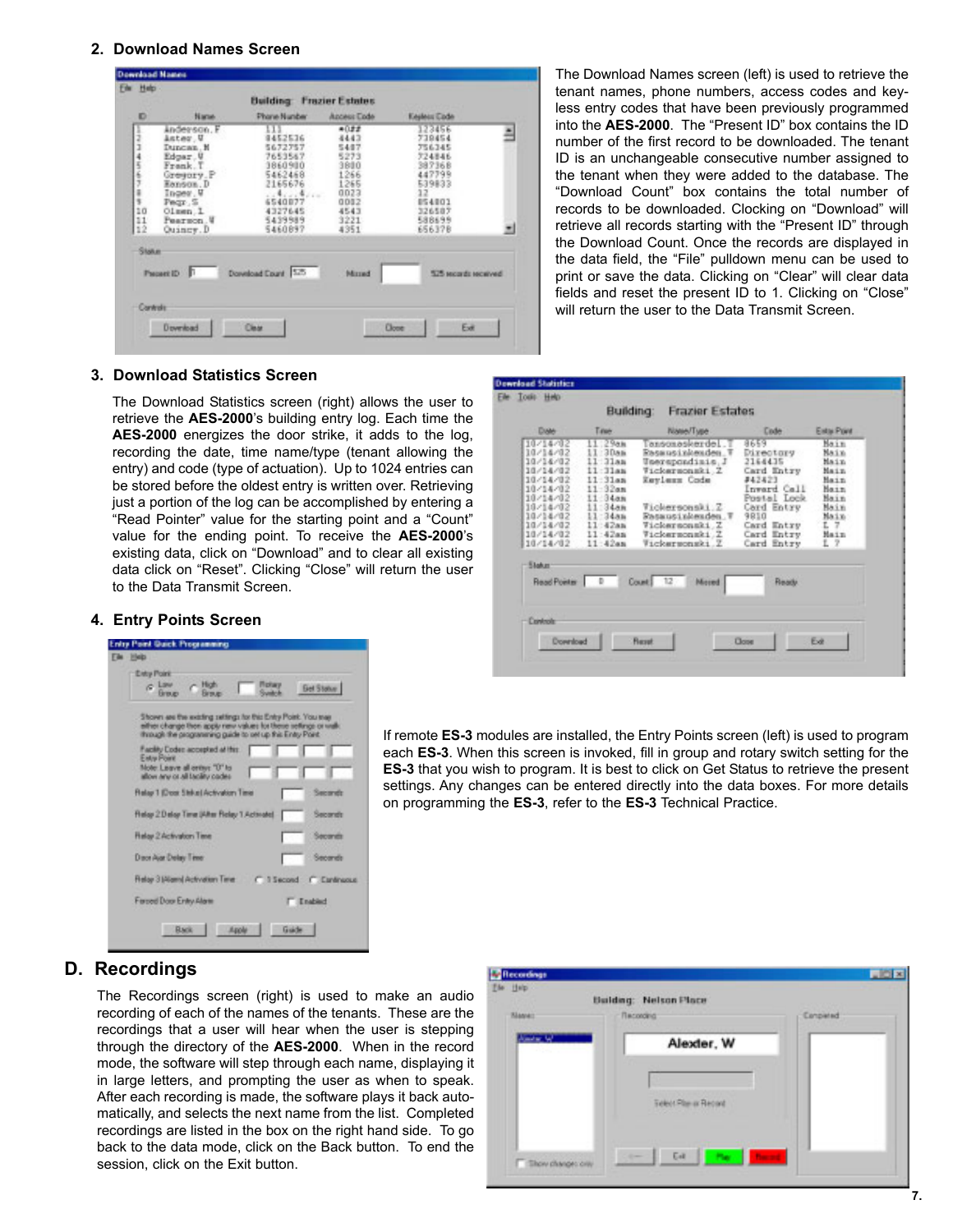### 2. Download Names Screen

The Download Names screen (left) is used to retrieve the tenant names, phone numbers, access codes and keyless entry codes that have been previously programmed into the **AES-2000**. The "Present ID" box contains the ID number of the first record to be downloaded. The tenant ID is an unchangeable consecutive number assigned to the tenant when they were added to the database. The "Download Count" box contains the total number of records to be downloaded. Clocking on "Download" will retrieve all records starting with the "Present ID" through the Download Count. Once the records are displayed in the data field, the "File" pulldown menu can be used to print or save the data. Clicking on "Clear" will clear data fields and reset the present ID to 1. Clicking on "Close" will return the user to the Data Transmit Screen.

### 3. Download Statistics Screen

The Download Statistics screen (right) allows the user to retrieve the **AES-2000**'s building entry log. Each time the **AES-2000** energizes the door strike, it adds to the log, recording the date, time name/type (tenant allowing the entry) and code (type of actuation). Up to 1024 entries can be stored before the oldest entry is written over. Retrieving just a portion of the log can be accomplished by entering a "Read Pointer" value for the starting point and a "Count" value for the ending point. To receive the **AES-2000**'s existing data, click on "Download" and to clear all existing data click on "Reset". Clicking "Close" will return the user to the Data Transmit Screen.

### 4. Entry Points Screen

If remote **ES-3** modules are installed, the Entry Points screen (left) is used to program each **ES-3**. When this screen is invoked, fill in group and rotary switch setting for the **ES-3** that you wish to program. It is best to click on Get Status to retrieve the present settings. Any changes can be entered directly into the data boxes. For more details on programming the **ES-3**, refer to the **ES-3** Technical Practice.

## D. Recordings

The Recordings screen (right) is used to make an audio recording of each of the names of the tenants. These are the recordings that a user will hear when the user is stepping through the directory of the **AES-2000**. When in the record mode, the software will step through each name, displaying it in large letters, and prompting the user as when to speak. After each recording is made, the software plays it back automatically, and selects the next name from the list. Completed recordings are listed in the box on the right hand side. To go back to the data mode, click on the Back button. To end the session, click on the Exit button.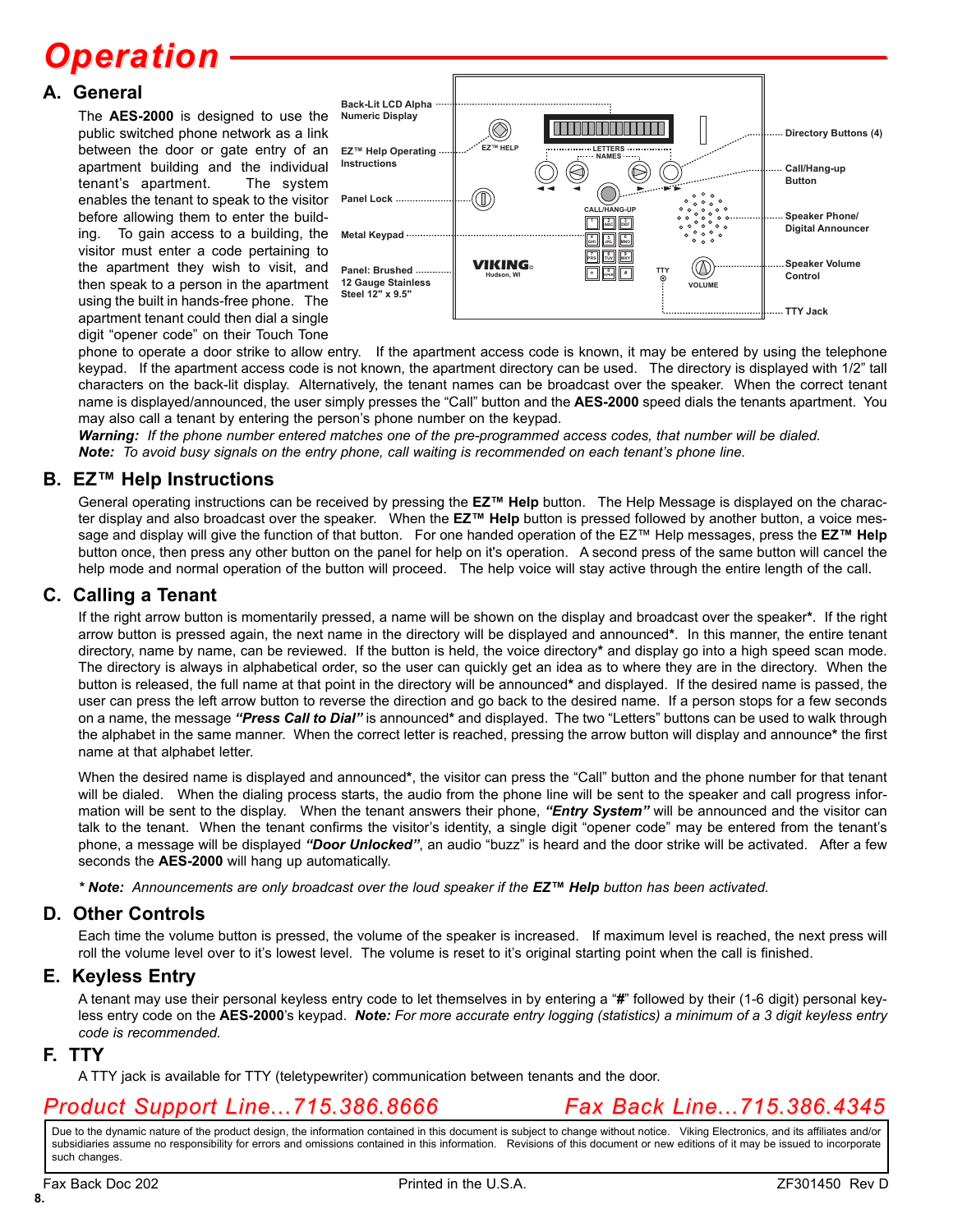# Operation

## A. General

The **AES-2000** is designed to use the public switched phone network as a link between the door or gate entry of an apartment building and the individual tenant's apartment. The system enables the tenant to speak to the visitor before allowing them to enter the building. To gain access to a building, the visitor must enter a code pertaining to the apartment they wish to visit, and then speak to a person in the apartment using the built in hands-free phone. The apartment tenant could then dial a single digit "opener code" on their Touch Tone phone to operate a door strike to allow entry. If the apartment access code is known, it may be entered by using the telephone keypad. If the apartment access code is not known, the apartment directory can be used. The directory is displayed with 1/2" tall characters on the back-lit display. Alternatively, the tenant names can be broadcast over the speaker. When the correct tenant name is displayed/announced, the user simply presses the "Call" button and the **AES-2000** speed dials the tenants apartment. You may also call a tenant by entering the person's phone number on the keypad.

Back-Lit LCD Alpha Numeric Display
EZ™ Help Operating Instructions
Panel Lock
Metal Keypad
Panel: Brushed 12 Gauge Stainless Steel 12" x 9.5"
Directory Buttons (4)
Call/Hang-up Button
Speaker Phone/ Digital Announcer
Speaker Volume Control
TTY Jack
EZ™ HELP
LETTERS
NAMES
CALL/HANG-UP
VIKING Hudson, WI
TTY
VOLUME

***Warning:*** *If the phone number entered matches one of the pre-programmed access codes, that number will be dialed.*
***Note:*** *To avoid busy signals on the entry phone, call waiting is recommended on each tenant's phone line.*

## B. EZ™ Help Instructions

General operating instructions can be received by pressing the **EZ™ Help** button. The Help Message is displayed on the character display and also broadcast over the speaker. When the **EZ™ Help** button is pressed followed by another button, a voice message and display will give the function of that button. For one handed operation of the EZ™ Help messages, press the **EZ™ Help** button once, then press any other button on the panel for help on it's operation. A second press of the same button will cancel the help mode and normal operation of the button will proceed. The help voice will stay active through the entire length of the call.

## C. Calling a Tenant

If the right arrow button is momentarily pressed, a name will be shown on the display and broadcast over the speaker*. If the right arrow button is pressed again, the next name in the directory will be displayed and announced*. In this manner, the entire tenant directory, name by name, can be reviewed. If the button is held, the voice directory* and display go into a high speed scan mode. The directory is always in alphabetical order, so the user can quickly get an idea as to where they are in the directory. When the button is released, the full name at that point in the directory will be announced* and displayed. If the desired name is passed, the user can press the left arrow button to reverse the direction and go back to the desired name. If a person stops for a few seconds on a name, the message ***"Press Call to Dial"*** is announced* and displayed. The two "Letters" buttons can be used to walk through the alphabet in the same manner. When the correct letter is reached, pressing the arrow button will display and announce* the first name at that alphabet letter.

When the desired name is displayed and announced*, the visitor can press the "Call" button and the phone number for that tenant will be dialed. When the dialing process starts, the audio from the phone line will be sent to the speaker and call progress information will be sent to the display. When the tenant answers their phone, ***"Entry System"*** will be announced and the visitor can talk to the tenant. When the tenant confirms the visitor's identity, a single digit "opener code" may be entered from the tenant's phone, a message will be displayed ***"Door Unlocked"***, an audio "buzz" is heard and the door strike will be activated. After a few seconds the **AES-2000** will hang up automatically.

*** Note:** *Announcements are only broadcast over the loud speaker if the* ***EZ™ Help*** *button has been activated.*

## D. Other Controls

Each time the volume button is pressed, the volume of the speaker is increased. If maximum level is reached, the next press will roll the volume level over to it's lowest level. The volume is reset to it's original starting point when the call is finished.

## E. Keyless Entry

A tenant may use their personal keyless entry code to let themselves in by entering a "**#**" followed by their (1-6 digit) personal keyless entry code on the **AES-2000**'s keypad. ***Note:*** *For more accurate entry logging (statistics) a minimum of a 3 digit keyless entry code is recommended.*

## F. TTY

A TTY jack is available for TTY (teletypewriter) communication between tenants and the door.

*Product Support Line...715.386.8666* *Fax Back Line...715.386.4345*

Due to the dynamic nature of the product design, the information contained in this document is subject to change without notice. Viking Electronics, and its affiliates and/or subsidiaries assume no responsibility for errors and omissions contained in this information. Revisions of this document or new editions of it may be issued to incorporate such changes.

Fax Back Doc 202 Printed in the U.S.A. ZF301450 Rev D